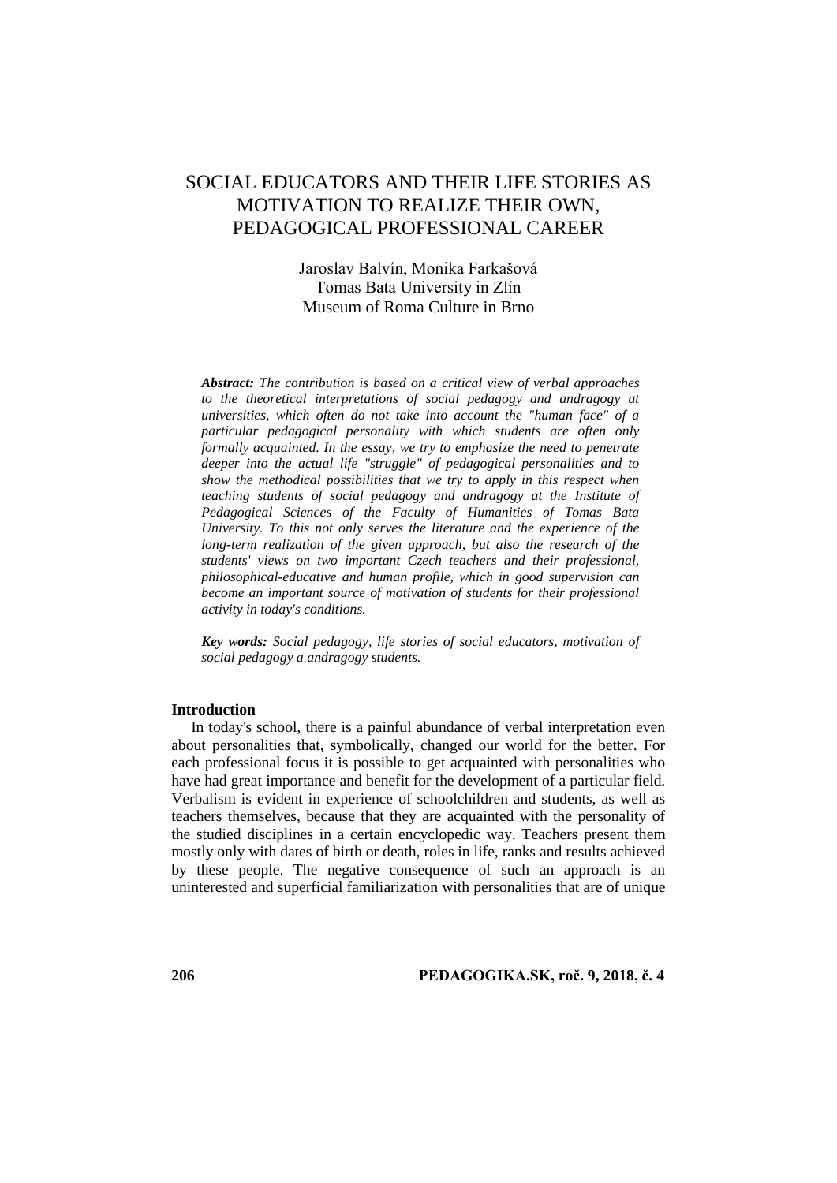# SOCIAL EDUCATORS AND THEIR LIFE STORIES AS MOTIVATION TO REALIZE THEIR OWN, PEDAGOGICAL PROFESSIONAL CAREER

Jaroslav Balvín, Monika Farkašová
Tomas Bata University in Zlín
Museum of Roma Culture in Brno

***Abstract:*** *The contribution is based on a critical view of verbal approaches to the theoretical interpretations of social pedagogy and andragogy at universities, which often do not take into account the "human face" of a particular pedagogical personality with which students are often only formally acquainted. In the essay, we try to emphasize the need to penetrate deeper into the actual life "struggle" of pedagogical personalities and to show the methodical possibilities that we try to apply in this respect when teaching students of social pedagogy and andragogy at the Institute of Pedagogical Sciences of the Faculty of Humanities of Tomas Bata University. To this not only serves the literature and the experience of the long-term realization of the given approach, but also the research of the students' views on two important Czech teachers and their professional, philosophical-educative and human profile, which in good supervision can become an important source of motivation of students for their professional activity in today's conditions.*

***Key words:*** *Social pedagogy, life stories of social educators, motivation of social pedagogy a andragogy students.*

## Introduction

In today's school, there is a painful abundance of verbal interpretation even about personalities that, symbolically, changed our world for the better. For each professional focus it is possible to get acquainted with personalities who have had great importance and benefit for the development of a particular field. Verbalism is evident in experience of schoolchildren and students, as well as teachers themselves, because that they are acquainted with the personality of the studied disciplines in a certain encyclopedic way. Teachers present them mostly only with dates of birth or death, roles in life, ranks and results achieved by these people. The negative consequence of such an approach is an uninterested and superficial familiarization with personalities that are of unique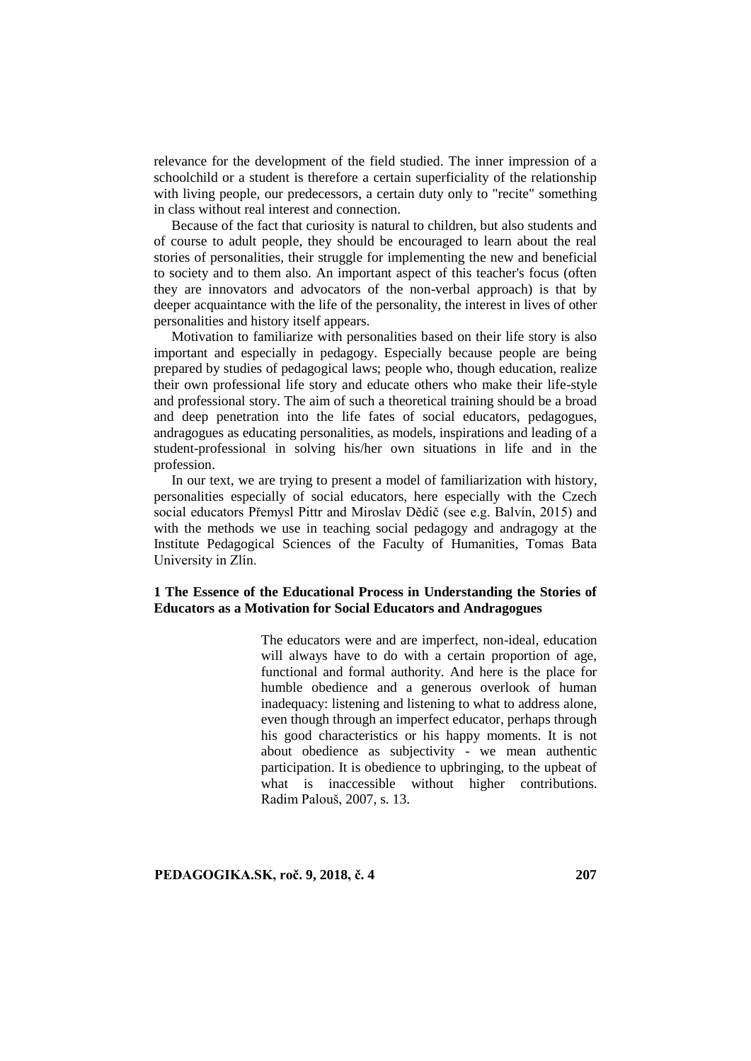relevance for the development of the field studied. The inner impression of a schoolchild or a student is therefore a certain superficiality of the relationship with living people, our predecessors, a certain duty only to "recite" something in class without real interest and connection.

Because of the fact that curiosity is natural to children, but also students and of course to adult people, they should be encouraged to learn about the real stories of personalities, their struggle for implementing the new and beneficial to society and to them also. An important aspect of this teacher's focus (often they are innovators and advocators of the non-verbal approach) is that by deeper acquaintance with the life of the personality, the interest in lives of other personalities and history itself appears.

Motivation to familiarize with personalities based on their life story is also important and especially in pedagogy. Especially because people are being prepared by studies of pedagogical laws; people who, though education, realize their own professional life story and educate others who make their life-style and professional story. The aim of such a theoretical training should be a broad and deep penetration into the life fates of social educators, pedagogues, andragogues as educating personalities, as models, inspirations and leading of a student-professional in solving his/her own situations in life and in the profession.

In our text, we are trying to present a model of familiarization with history, personalities especially of social educators, here especially with the Czech social educators Přemysl Pittr and Miroslav Dědič (see e.g. Balvín, 2015) and with the methods we use in teaching social pedagogy and andragogy at the Institute Pedagogical Sciences of the Faculty of Humanities, Tomas Bata University in Zlín.

## 1 The Essence of the Educational Process in Understanding the Stories of Educators as a Motivation for Social Educators and Andragogues

> The educators were and are imperfect, non-ideal, education will always have to do with a certain proportion of age, functional and formal authority. And here is the place for humble obedience and a generous overlook of human inadequacy: listening and listening to what to address alone, even though through an imperfect educator, perhaps through his good characteristics or his happy moments. It is not about obedience as subjectivity - we mean authentic participation. It is obedience to upbringing, to the upbeat of what is inaccessible without higher contributions. Radim Palouš, 2007, s. 13.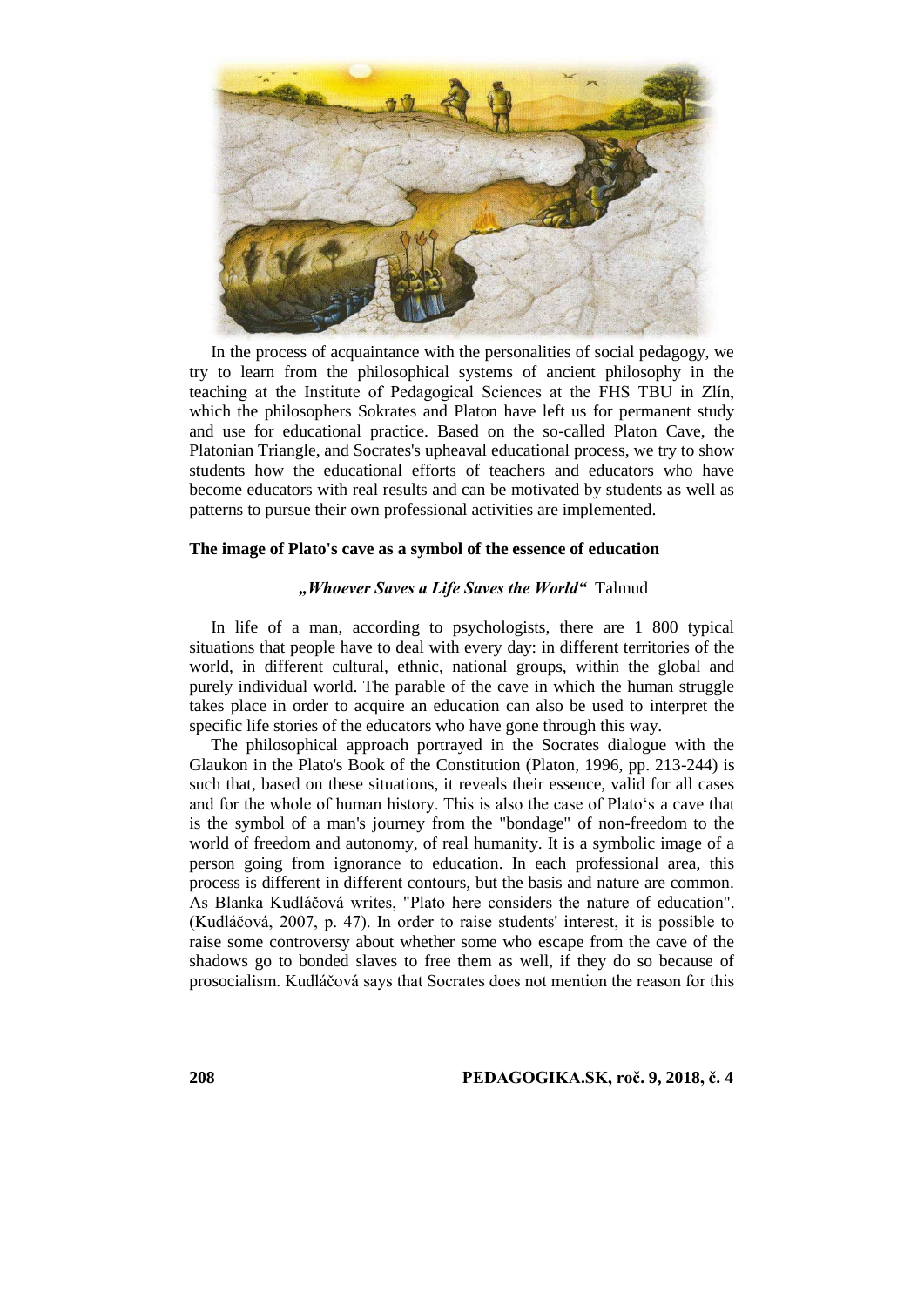In the process of acquaintance with the personalities of social pedagogy, we try to learn from the philosophical systems of ancient philosophy in the teaching at the Institute of Pedagogical Sciences at the FHS TBU in Zlín, which the philosophers Sokrates and Platon have left us for permanent study and use for educational practice. Based on the so-called Platon Cave, the Platonian Triangle, and Socrates's upheaval educational process, we try to show students how the educational efforts of teachers and educators who have become educators with real results and can be motivated by students as well as patterns to pursue their own professional activities are implemented.

**The image of Plato's cave as a symbol of the essence of education**

***„Whoever Saves a Life Saves the World"*** Talmud

In life of a man, according to psychologists, there are 1 800 typical situations that people have to deal with every day: in different territories of the world, in different cultural, ethnic, national groups, within the global and purely individual world. The parable of the cave in which the human struggle takes place in order to acquire an education can also be used to interpret the specific life stories of the educators who have gone through this way.

The philosophical approach portrayed in the Socrates dialogue with the Glaukon in the Plato's Book of the Constitution (Platon, 1996, pp. 213-244) is such that, based on these situations, it reveals their essence, valid for all cases and for the whole of human history. This is also the case of Plato's a cave that is the symbol of a man's journey from the "bondage" of non-freedom to the world of freedom and autonomy, of real humanity. It is a symbolic image of a person going from ignorance to education. In each professional area, this process is different in different contours, but the basis and nature are common. As Blanka Kudláčová writes, "Plato here considers the nature of education". (Kudláčová, 2007, p. 47). In order to raise students' interest, it is possible to raise some controversy about whether some who escape from the cave of the shadows go to bonded slaves to free them as well, if they do so because of prosocialism. Kudláčová says that Socrates does not mention the reason for this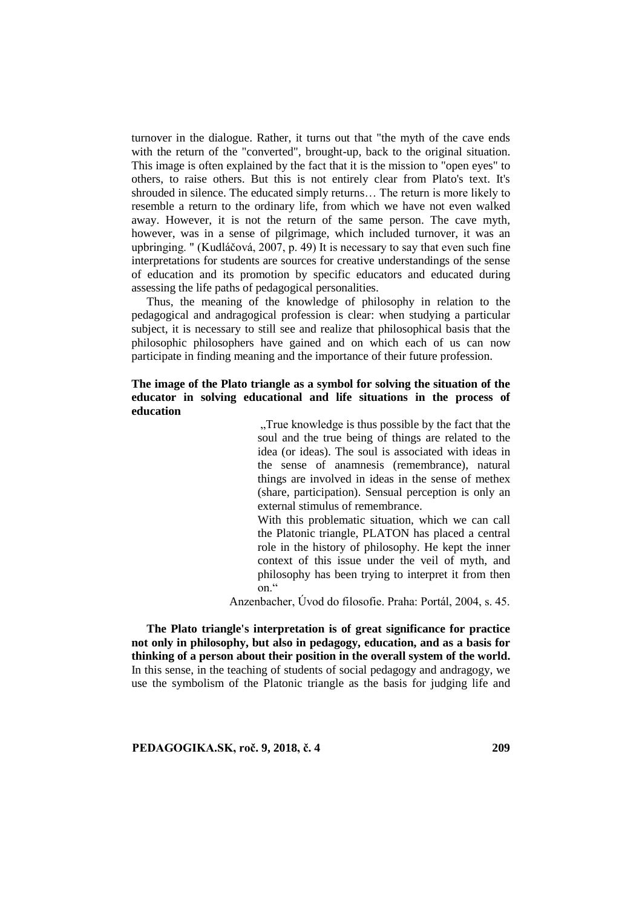turnover in the dialogue. Rather, it turns out that "the myth of the cave ends with the return of the "converted", brought-up, back to the original situation. This image is often explained by the fact that it is the mission to "open eyes" to others, to raise others. But this is not entirely clear from Plato's text. It's shrouded in silence. The educated simply returns… The return is more likely to resemble a return to the ordinary life, from which we have not even walked away. However, it is not the return of the same person. The cave myth, however, was in a sense of pilgrimage, which included turnover, it was an upbringing. " (Kudláčová, 2007, p. 49) It is necessary to say that even such fine interpretations for students are sources for creative understandings of the sense of education and its promotion by specific educators and educated during assessing the life paths of pedagogical personalities.

Thus, the meaning of the knowledge of philosophy in relation to the pedagogical and andragogical profession is clear: when studying a particular subject, it is necessary to still see and realize that philosophical basis that the philosophic philosophers have gained and on which each of us can now participate in finding meaning and the importance of their future profession.

**The image of the Plato triangle as a symbol for solving the situation of the educator in solving educational and life situations in the process of education**

> „True knowledge is thus possible by the fact that the soul and the true being of things are related to the idea (or ideas). The soul is associated with ideas in the sense of anamnesis (remembrance), natural things are involved in ideas in the sense of methex (share, participation). Sensual perception is only an external stimulus of remembrance.
>
> With this problematic situation, which we can call the Platonic triangle, PLATON has placed a central role in the history of philosophy. He kept the inner context of this issue under the veil of myth, and philosophy has been trying to interpret it from then on."
>
> Anzenbacher, Úvod do filosofie. Praha: Portál, 2004, s. 45.

**The Plato triangle's interpretation is of great significance for practice not only in philosophy, but also in pedagogy, education, and as a basis for thinking of a person about their position in the overall system of the world.** In this sense, in the teaching of students of social pedagogy and andragogy, we use the symbolism of the Platonic triangle as the basis for judging life and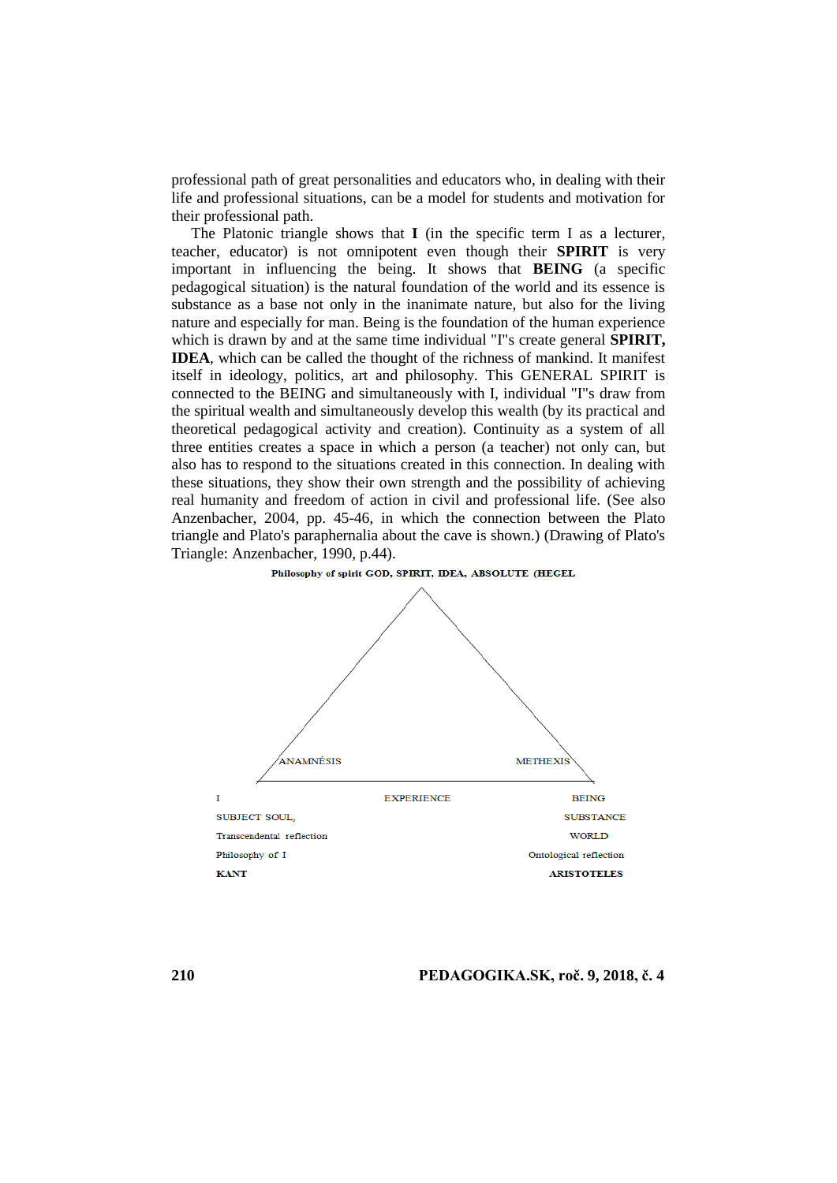professional path of great personalities and educators who, in dealing with their life and professional situations, can be a model for students and motivation for their professional path.

The Platonic triangle shows that **I** (in the specific term I as a lecturer, teacher, educator) is not omnipotent even though their **SPIRIT** is very important in influencing the being. It shows that **BEING** (a specific pedagogical situation) is the natural foundation of the world and its essence is substance as a base not only in the inanimate nature, but also for the living nature and especially for man. Being is the foundation of the human experience which is drawn by and at the same time individual "I"s create general **SPIRIT, IDEA**, which can be called the thought of the richness of mankind. It manifest itself in ideology, politics, art and philosophy. This GENERAL SPIRIT is connected to the BEING and simultaneously with I, individual "I"s draw from the spiritual wealth and simultaneously develop this wealth (by its practical and theoretical pedagogical activity and creation). Continuity as a system of all three entities creates a space in which a person (a teacher) not only can, but also has to respond to the situations created in this connection. In dealing with these situations, they show their own strength and the possibility of achieving real humanity and freedom of action in civil and professional life. (See also Anzenbacher, 2004, pp. 45-46, in which the connection between the Plato triangle and Plato's paraphernalia about the cave is shown.) (Drawing of Plato's Triangle: Anzenbacher, 1990, p.44).

**Philosophy of spirit GOD, SPIRIT, IDEA, ABSOLUTE (HEGEL**

ANAMNÉSIS — METHEXIS

| I | EXPERIENCE | BEING |
| --- | --- | --- |
| SUBJECT SOUL, | | SUBSTANCE |
| Transcendental reflection | | WORLD |
| Philosophy of I | | Ontological reflection |
| **KANT** | | **ARISTOTELES** |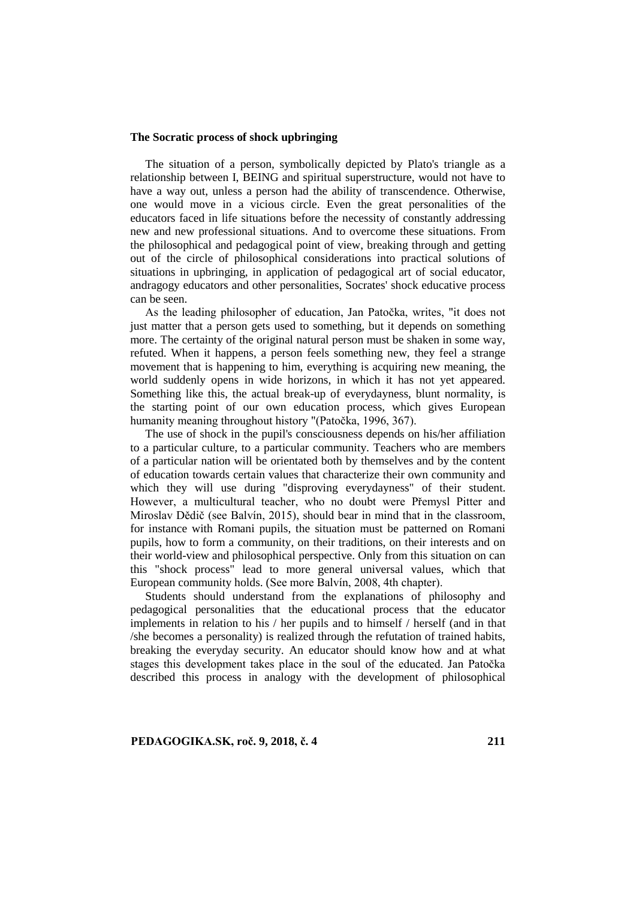**The Socratic process of shock upbringing**

The situation of a person, symbolically depicted by Plato's triangle as a relationship between I, BEING and spiritual superstructure, would not have to have a way out, unless a person had the ability of transcendence. Otherwise, one would move in a vicious circle. Even the great personalities of the educators faced in life situations before the necessity of constantly addressing new and new professional situations. And to overcome these situations. From the philosophical and pedagogical point of view, breaking through and getting out of the circle of philosophical considerations into practical solutions of situations in upbringing, in application of pedagogical art of social educator, andragogy educators and other personalities, Socrates' shock educative process can be seen.

As the leading philosopher of education, Jan Patočka, writes, "it does not just matter that a person gets used to something, but it depends on something more. The certainty of the original natural person must be shaken in some way, refuted. When it happens, a person feels something new, they feel a strange movement that is happening to him, everything is acquiring new meaning, the world suddenly opens in wide horizons, in which it has not yet appeared. Something like this, the actual break-up of everydayness, blunt normality, is the starting point of our own education process, which gives European humanity meaning throughout history "(Patočka, 1996, 367).

The use of shock in the pupil's consciousness depends on his/her affiliation to a particular culture, to a particular community. Teachers who are members of a particular nation will be orientated both by themselves and by the content of education towards certain values that characterize their own community and which they will use during "disproving everydayness" of their student. However, a multicultural teacher, who no doubt were Přemysl Pitter and Miroslav Dědič (see Balvín, 2015), should bear in mind that in the classroom, for instance with Romani pupils, the situation must be patterned on Romani pupils, how to form a community, on their traditions, on their interests and on their world-view and philosophical perspective. Only from this situation on can this "shock process" lead to more general universal values, which that European community holds. (See more Balvín, 2008, 4th chapter).

Students should understand from the explanations of philosophy and pedagogical personalities that the educational process that the educator implements in relation to his / her pupils and to himself / herself (and in that /she becomes a personality) is realized through the refutation of trained habits, breaking the everyday security. An educator should know how and at what stages this development takes place in the soul of the educated. Jan Patočka described this process in analogy with the development of philosophical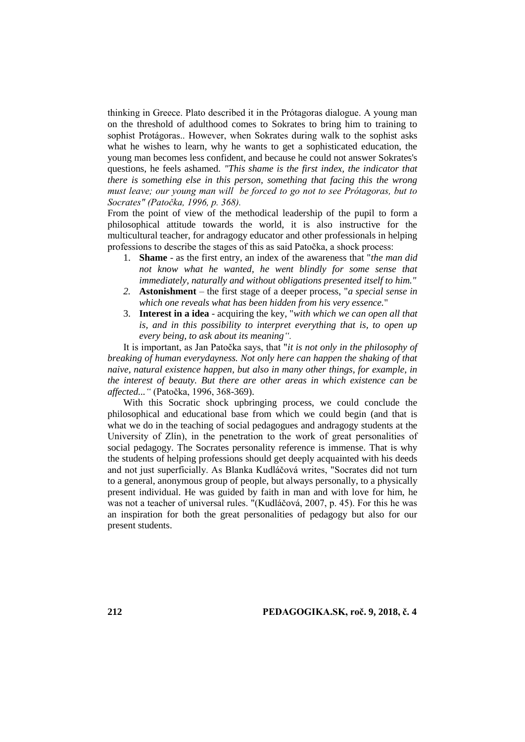thinking in Greece. Plato described it in the Prótagoras dialogue. A young man on the threshold of adulthood comes to Sokrates to bring him to training to sophist Protágoras.. However, when Sokrates during walk to the sophist asks what he wishes to learn, why he wants to get a sophisticated education, the young man becomes less confident, and because he could not answer Sokrates's questions, he feels ashamed. *"This shame is the first index, the indicator that there is something else in this person, something that facing this the wrong must leave; our young man will be forced to go not to see Prótagoras, but to Socrates" (Patočka, 1996, p. 368).*

From the point of view of the methodical leadership of the pupil to form a philosophical attitude towards the world, it is also instructive for the multicultural teacher, for andragogy educator and other professionals in helping professions to describe the stages of this as said Patočka, a shock process:

1. **Shame** - as the first entry, an index of the awareness that "*the man did not know what he wanted, he went blindly for some sense that immediately, naturally and without obligations presented itself to him."*
2. **Astonishment** – the first stage of a deeper process, "*a special sense in which one reveals what has been hidden from his very essence.*"
3. **Interest in a idea** - acquiring the key, "*with which we can open all that is, and in this possibility to interpret everything that is, to open up every being, to ask about its meaning".*

It is important, as Jan Patočka says, that "*it is not only in the philosophy of breaking of human everydayness. Not only here can happen the shaking of that naive, natural existence happen, but also in many other things, for example, in the interest of beauty. But there are other areas in which existence can be affected..."* (Patočka, 1996, 368-369).

With this Socratic shock upbringing process, we could conclude the philosophical and educational base from which we could begin (and that is what we do in the teaching of social pedagogues and andragogy students at the University of Zlín), in the penetration to the work of great personalities of social pedagogy. The Socrates personality reference is immense. That is why the students of helping professions should get deeply acquainted with his deeds and not just superficially. As Blanka Kudláčová writes, "Socrates did not turn to a general, anonymous group of people, but always personally, to a physically present individual. He was guided by faith in man and with love for him, he was not a teacher of universal rules. "(Kudláčová, 2007, p. 45). For this he was an inspiration for both the great personalities of pedagogy but also for our present students.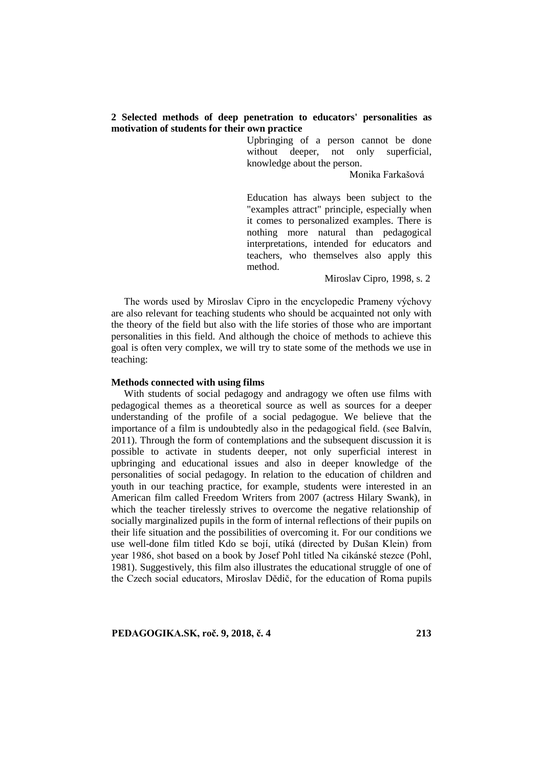## 2 Selected methods of deep penetration to educators' personalities as motivation of students for their own practice

> Upbringing of a person cannot be done without deeper, not only superficial, knowledge about the person.
>
> Monika Farkašová

> Education has always been subject to the "examples attract" principle, especially when it comes to personalized examples. There is nothing more natural than pedagogical interpretations, intended for educators and teachers, who themselves also apply this method.
>
> Miroslav Cipro, 1998, s. 2

The words used by Miroslav Cipro in the encyclopedic Prameny výchovy are also relevant for teaching students who should be acquainted not only with the theory of the field but also with the life stories of those who are important personalities in this field. And although the choice of methods to achieve this goal is often very complex, we will try to state some of the methods we use in teaching:

**Methods connected with using films**

With students of social pedagogy and andragogy we often use films with pedagogical themes as a theoretical source as well as sources for a deeper understanding of the profile of a social pedagogue. We believe that the importance of a film is undoubtedly also in the pedagogical field. (see Balvín, 2011). Through the form of contemplations and the subsequent discussion it is possible to activate in students deeper, not only superficial interest in upbringing and educational issues and also in deeper knowledge of the personalities of social pedagogy. In relation to the education of children and youth in our teaching practice, for example, students were interested in an American film called Freedom Writers from 2007 (actress Hilary Swank), in which the teacher tirelessly strives to overcome the negative relationship of socially marginalized pupils in the form of internal reflections of their pupils on their life situation and the possibilities of overcoming it. For our conditions we use well-done film titled Kdo se bojí, utíká (directed by Dušan Klein) from year 1986, shot based on a book by Josef Pohl titled Na cikánské stezce (Pohl, 1981). Suggestively, this film also illustrates the educational struggle of one of the Czech social educators, Miroslav Dědič, for the education of Roma pupils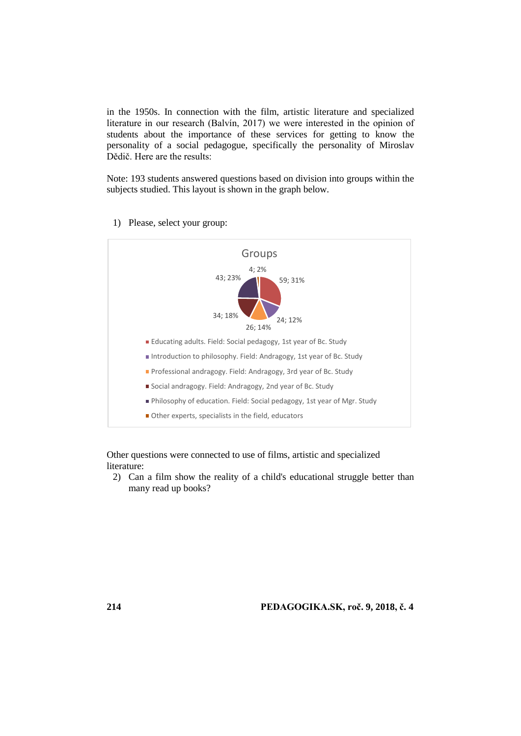in the 1950s. In connection with the film, artistic literature and specialized literature in our research (Balvín, 2017) we were interested in the opinion of students about the importance of these services for getting to know the personality of a social pedagogue, specifically the personality of Miroslav Dědič. Here are the results:

Note: 193 students answered questions based on division into groups within the subjects studied. This layout is shown in the graph below.

1) Please, select your group:

**Groups**

| Group | Count | Percentage |
| --- | --- | --- |
| Educating adults. Field: Social pedagogy, 1st year of Bc. Study | 59 | 31% |
| Introduction to philosophy. Field: Andragogy, 1st year of Bc. Study | 24 | 12% |
| Professional andragogy. Field: Andragogy, 3rd year of Bc. Study | 26 | 14% |
| Social andragogy. Field: Andragogy, 2nd year of Bc. Study | 34 | 18% |
| Philosophy of education. Field: Social pedagogy, 1st year of Mgr. Study | 43 | 23% |
| Other experts, specialists in the field, educators | 4 | 2% |

Other questions were connected to use of films, artistic and specialized literature:

2) Can a film show the reality of a child's educational struggle better than many read up books?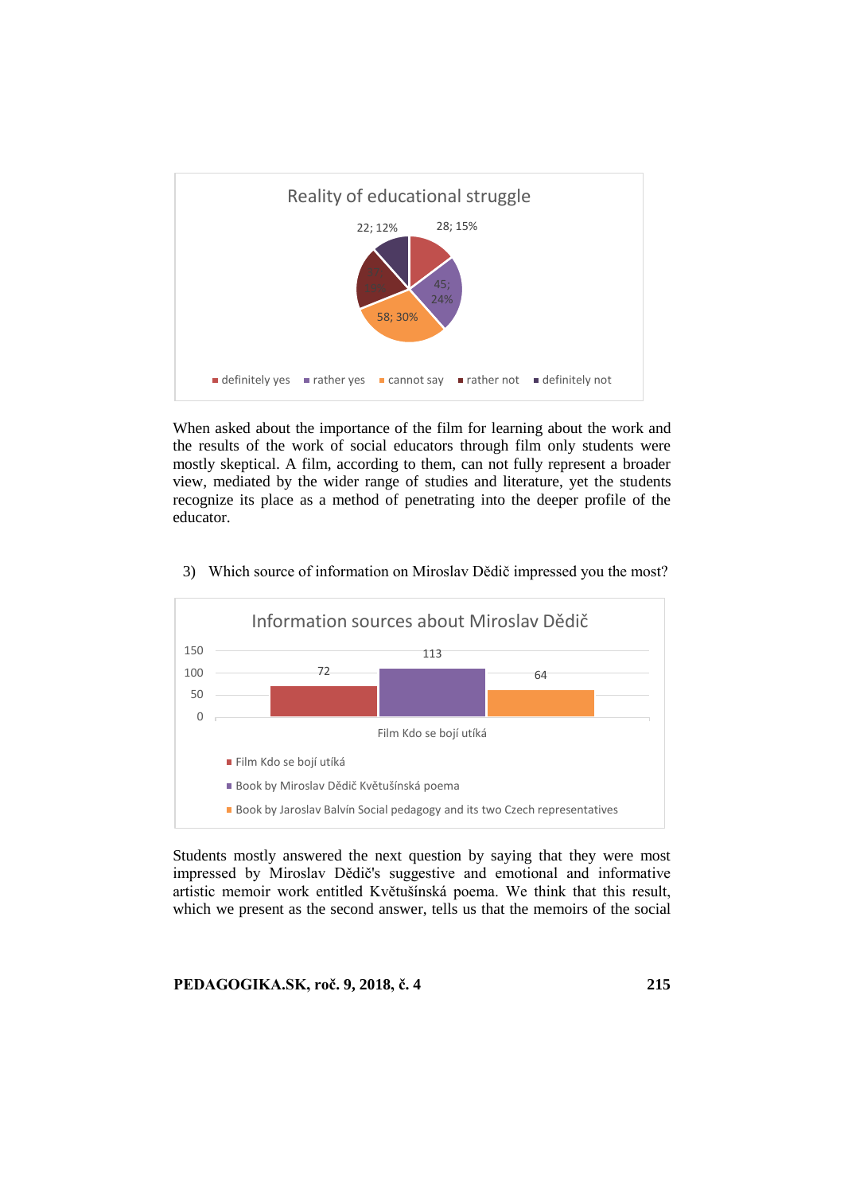Reality of educational struggle

22; 12%  28; 15%  45; 24%  58; 30%

definitely yes · rather yes · cannot say · rather not · definitely not

When asked about the importance of the film for learning about the work and the results of the work of social educators through film only students were mostly skeptical. A film, according to them, can not fully represent a broader view, mediated by the wider range of studies and literature, yet the students recognize its place as a method of penetrating into the deeper profile of the educator.

3) Which source of information on Miroslav Dědič impressed you the most?

Information sources about Miroslav Dědič

| Source | Count |
| --- | --- |
| Film Kdo se bojí utíká | 72 |
| Book by Miroslav Dědič Květušínská poema | 113 |
| Book by Jaroslav Balvín Social pedagogy and its two Czech representatives | 64 |

Students mostly answered the next question by saying that they were most impressed by Miroslav Dědič's suggestive and emotional and informative artistic memoir work entitled Květušínská poema. We think that this result, which we present as the second answer, tells us that the memoirs of the social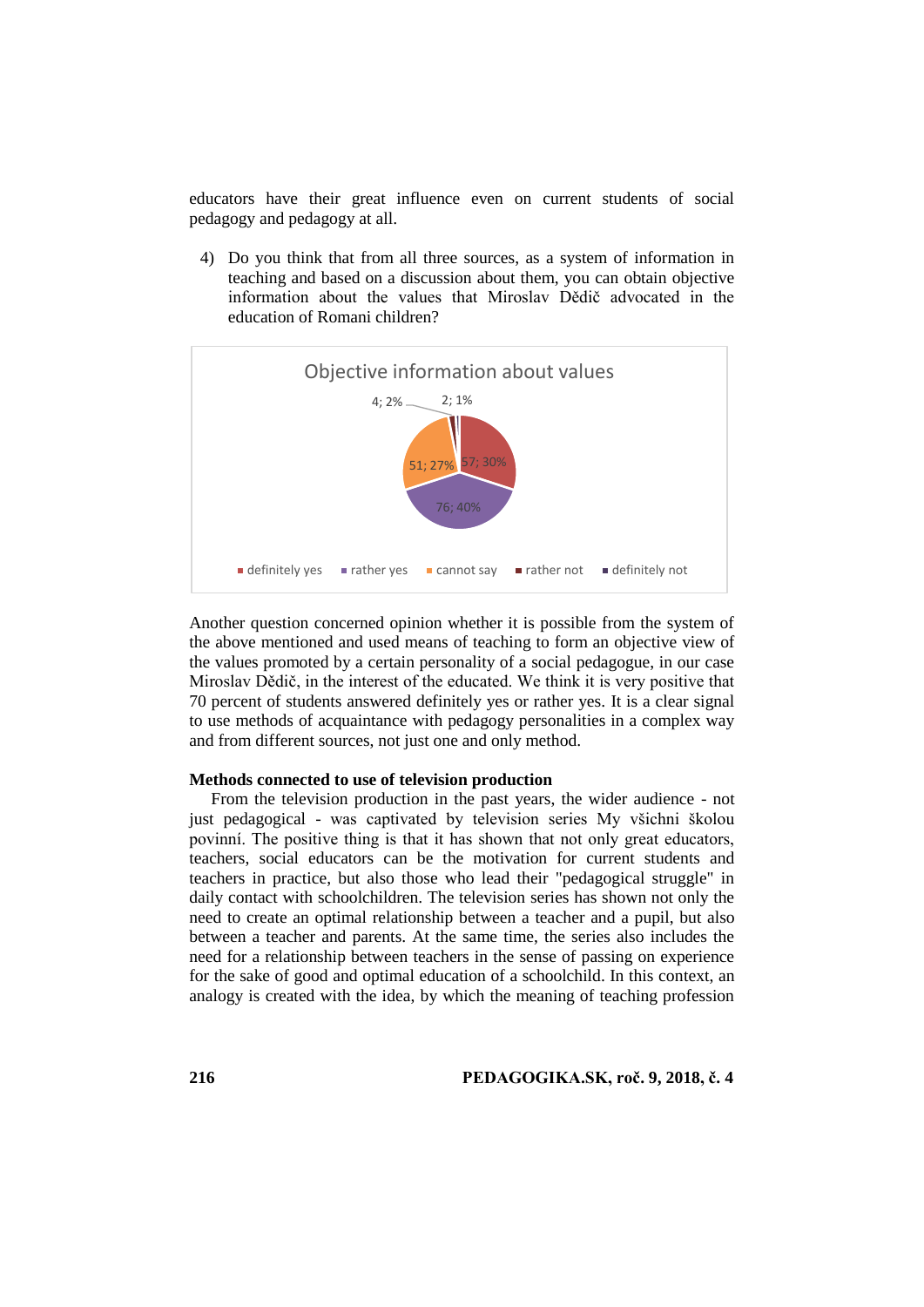educators have their great influence even on current students of social pedagogy and pedagogy at all.

4) Do you think that from all three sources, as a system of information in teaching and based on a discussion about them, you can obtain objective information about the values that Miroslav Dědič advocated in the education of Romani children?

Objective information about values

| Response | Count | Percent |
|---|---|---|
| definitely yes | 57 | 30% |
| rather yes | 76 | 40% |
| cannot say | 51 | 27% |
| rather not | 4 | 2% |
| definitely not | 2 | 1% |

Another question concerned opinion whether it is possible from the system of the above mentioned and used means of teaching to form an objective view of the values promoted by a certain personality of a social pedagogue, in our case Miroslav Dědič, in the interest of the educated. We think it is very positive that 70 percent of students answered definitely yes or rather yes. It is a clear signal to use methods of acquaintance with pedagogy personalities in a complex way and from different sources, not just one and only method.

**Methods connected to use of television production**

From the television production in the past years, the wider audience - not just pedagogical - was captivated by television series My všichni školou povinní. The positive thing is that it has shown that not only great educators, teachers, social educators can be the motivation for current students and teachers in practice, but also those who lead their "pedagogical struggle" in daily contact with schoolchildren. The television series has shown not only the need to create an optimal relationship between a teacher and a pupil, but also between a teacher and parents. At the same time, the series also includes the need for a relationship between teachers in the sense of passing on experience for the sake of good and optimal education of a schoolchild. In this context, an analogy is created with the idea, by which the meaning of teaching profession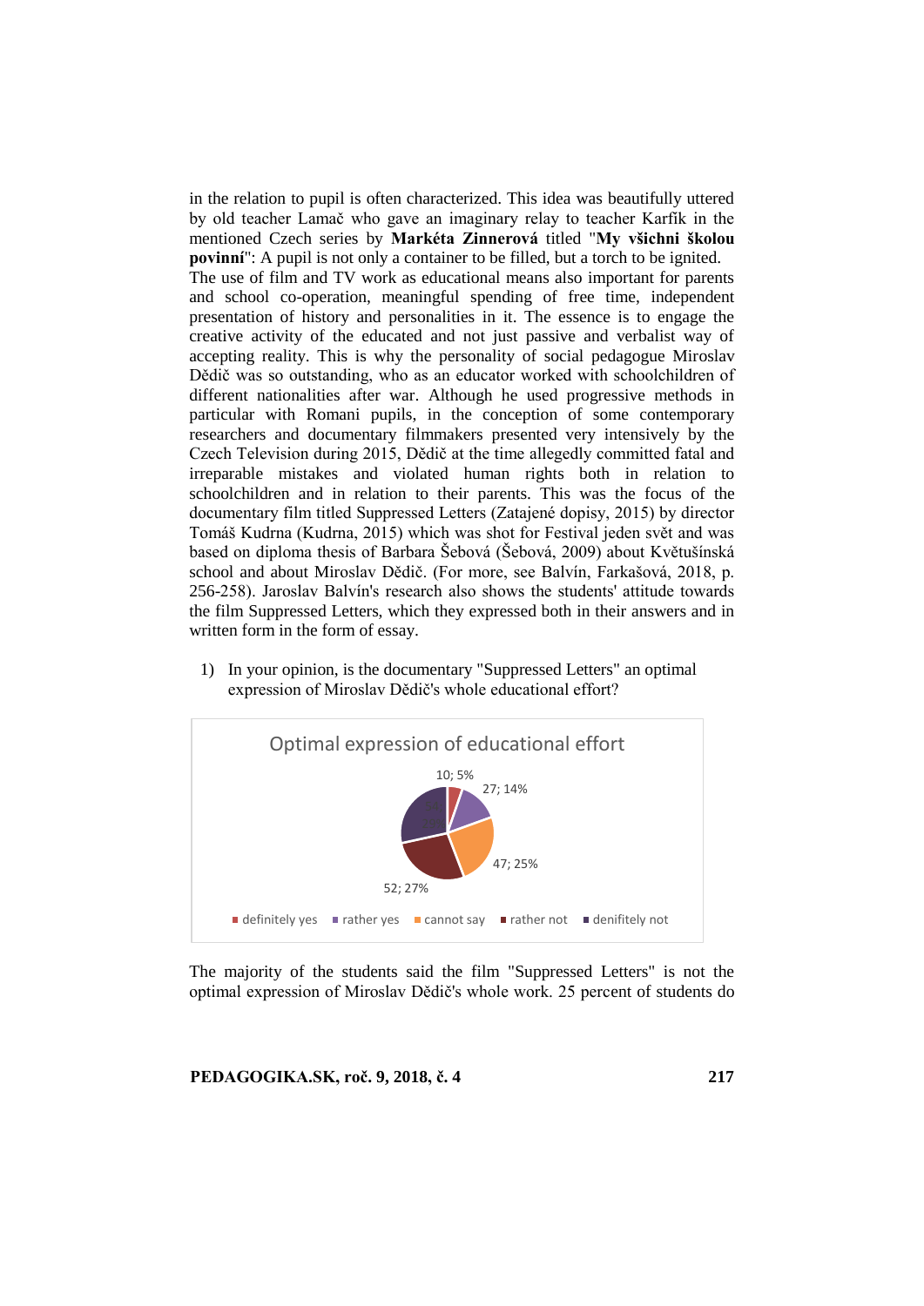in the relation to pupil is often characterized. This idea was beautifully uttered by old teacher Lamač who gave an imaginary relay to teacher Karfík in the mentioned Czech series by **Markéta Zinnerová** titled "**My všichni školou povinní**": A pupil is not only a container to be filled, but a torch to be ignited.
The use of film and TV work as educational means also important for parents and school co-operation, meaningful spending of free time, independent presentation of history and personalities in it. The essence is to engage the creative activity of the educated and not just passive and verbalist way of accepting reality. This is why the personality of social pedagogue Miroslav Dědič was so outstanding, who as an educator worked with schoolchildren of different nationalities after war. Although he used progressive methods in particular with Romani pupils, in the conception of some contemporary researchers and documentary filmmakers presented very intensively by the Czech Television during 2015, Dědič at the time allegedly committed fatal and irreparable mistakes and violated human rights both in relation to schoolchildren and in relation to their parents. This was the focus of the documentary film titled Suppressed Letters (Zatajené dopisy, 2015) by director Tomáš Kudrna (Kudrna, 2015) which was shot for Festival jeden svět and was based on diploma thesis of Barbara Šebová (Šebová, 2009) about Květušínská school and about Miroslav Dědič. (For more, see Balvín, Farkašová, 2018, p. 256-258). Jaroslav Balvín's research also shows the students' attitude towards the film Suppressed Letters, which they expressed both in their answers and in written form in the form of essay.

1) In your opinion, is the documentary "Suppressed Letters" an optimal expression of Miroslav Dědič's whole educational effort?

Optimal expression of educational effort

| Answer | Count | Percent |
|---|---|---|
| definitely yes | 10 | 5% |
| rather yes | 27 | 14% |
| cannot say | 47 | 25% |
| rather not | 52 | 27% |
| denifitely not | | |

The majority of the students said the film "Suppressed Letters" is not the optimal expression of Miroslav Dědič's whole work. 25 percent of students do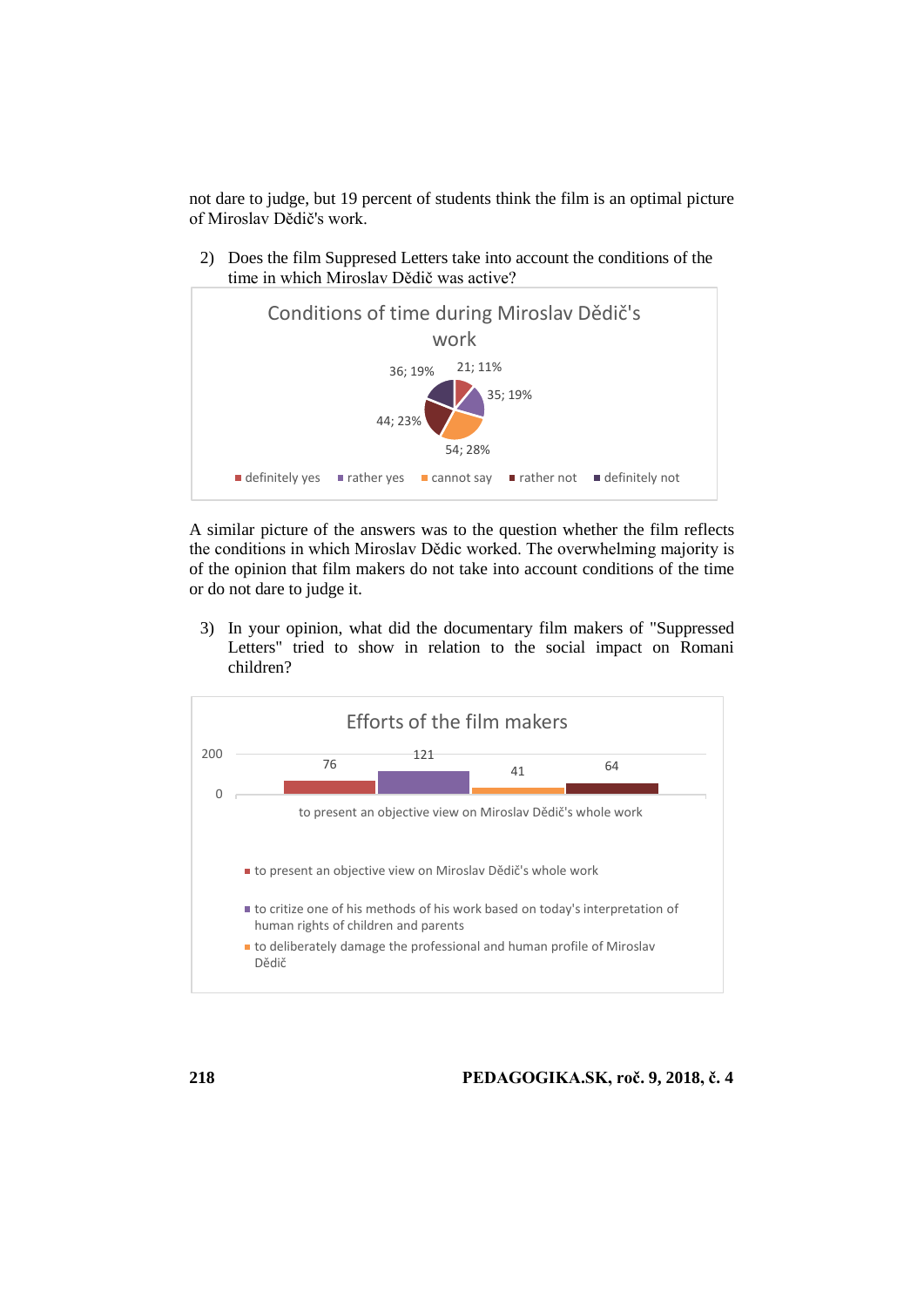not dare to judge, but 19 percent of students think the film is an optimal picture of Miroslav Dědič's work.

2) Does the film Suppresed Letters take into account the conditions of the time in which Miroslav Dědič was active?

Conditions of time during Miroslav Dědič's work

| Answer | Count; % |
| --- | --- |
| definitely yes | 21; 11% |
| rather yes | 35; 19% |
| cannot say | 54; 28% |
| rather not | 44; 23% |
| definitely not | 36; 19% |

A similar picture of the answers was to the question whether the film reflects the conditions in which Miroslav Dědic worked. The overwhelming majority is of the opinion that film makers do not take into account conditions of the time or do not dare to judge it.

3) In your opinion, what did the documentary film makers of "Suppressed Letters" tried to show in relation to the social impact on Romani children?

Efforts of the film makers

| to present an objective view on Miroslav Dědič's whole work | |
| --- | --- |
| 76 | 121 | 41 | 64 |

- to present an objective view on Miroslav Dědič's whole work
- to critize one of his methods of his work based on today's interpretation of human rights of children and parents
- to deliberately damage the professional and human profile of Miroslav Dědič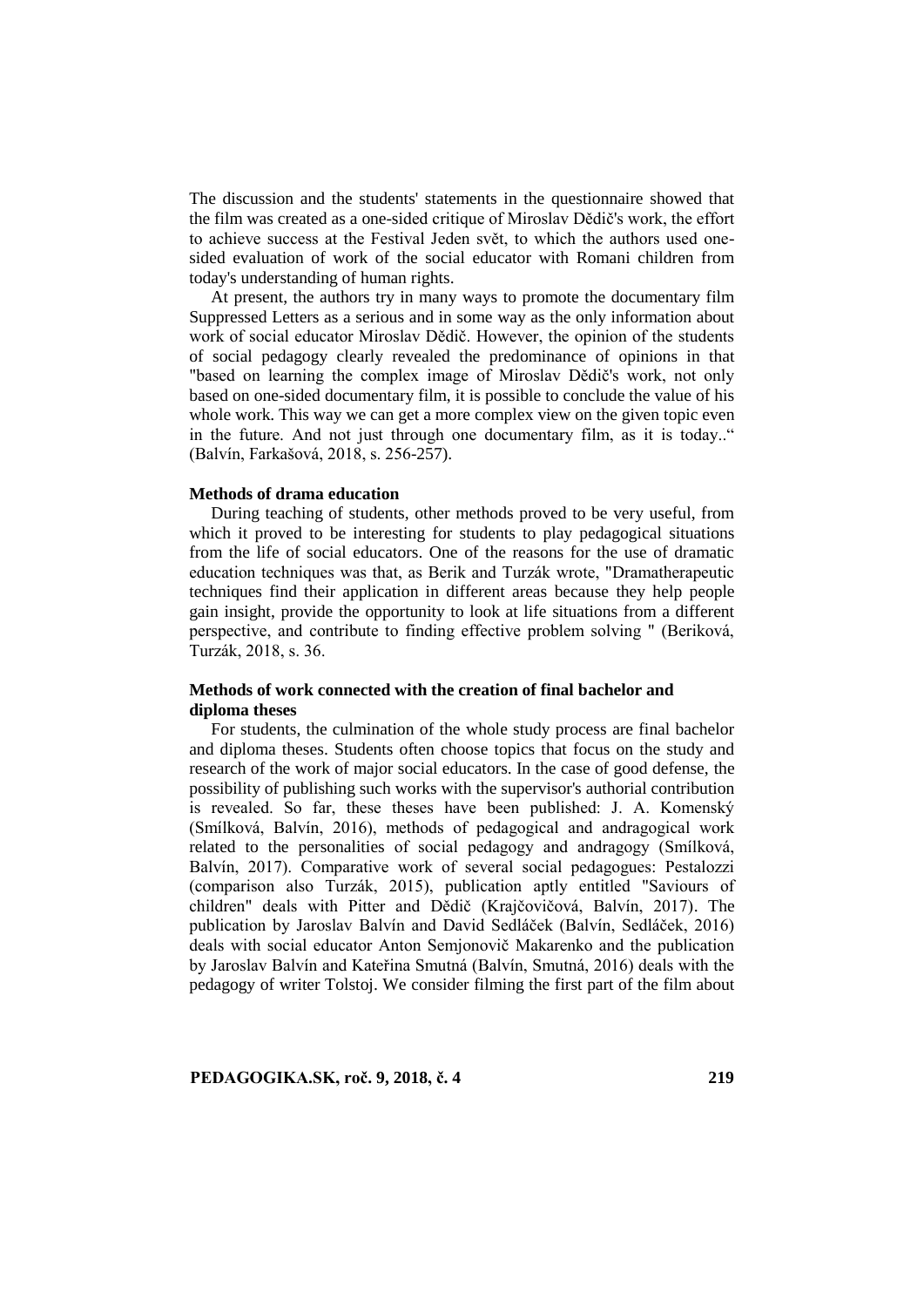The discussion and the students' statements in the questionnaire showed that the film was created as a one-sided critique of Miroslav Dědič's work, the effort to achieve success at the Festival Jeden svět, to which the authors used one-sided evaluation of work of the social educator with Romani children from today's understanding of human rights.

At present, the authors try in many ways to promote the documentary film Suppressed Letters as a serious and in some way as the only information about work of social educator Miroslav Dědič. However, the opinion of the students of social pedagogy clearly revealed the predominance of opinions in that "based on learning the complex image of Miroslav Dědič's work, not only based on one-sided documentary film, it is possible to conclude the value of his whole work. This way we can get a more complex view on the given topic even in the future. And not just through one documentary film, as it is today.." (Balvín, Farkašová, 2018, s. 256-257).

**Methods of drama education**

During teaching of students, other methods proved to be very useful, from which it proved to be interesting for students to play pedagogical situations from the life of social educators. One of the reasons for the use of dramatic education techniques was that, as Berik and Turzák wrote, "Dramatherapeutic techniques find their application in different areas because they help people gain insight, provide the opportunity to look at life situations from a different perspective, and contribute to finding effective problem solving " (Beriková, Turzák, 2018, s. 36.

**Methods of work connected with the creation of final bachelor and diploma theses**

For students, the culmination of the whole study process are final bachelor and diploma theses. Students often choose topics that focus on the study and research of the work of major social educators. In the case of good defense, the possibility of publishing such works with the supervisor's authorial contribution is revealed. So far, these theses have been published: J. A. Komenský (Smílková, Balvín, 2016), methods of pedagogical and andragogical work related to the personalities of social pedagogy and andragogy (Smílková, Balvín, 2017). Comparative work of several social pedagogues: Pestalozzi (comparison also Turzák, 2015), publication aptly entitled "Saviours of children" deals with Pitter and Dědič (Krajčovičová, Balvín, 2017). The publication by Jaroslav Balvín and David Sedláček (Balvín, Sedláček, 2016) deals with social educator Anton Semjonovič Makarenko and the publication by Jaroslav Balvín and Kateřina Smutná (Balvín, Smutná, 2016) deals with the pedagogy of writer Tolstoj. We consider filming the first part of the film about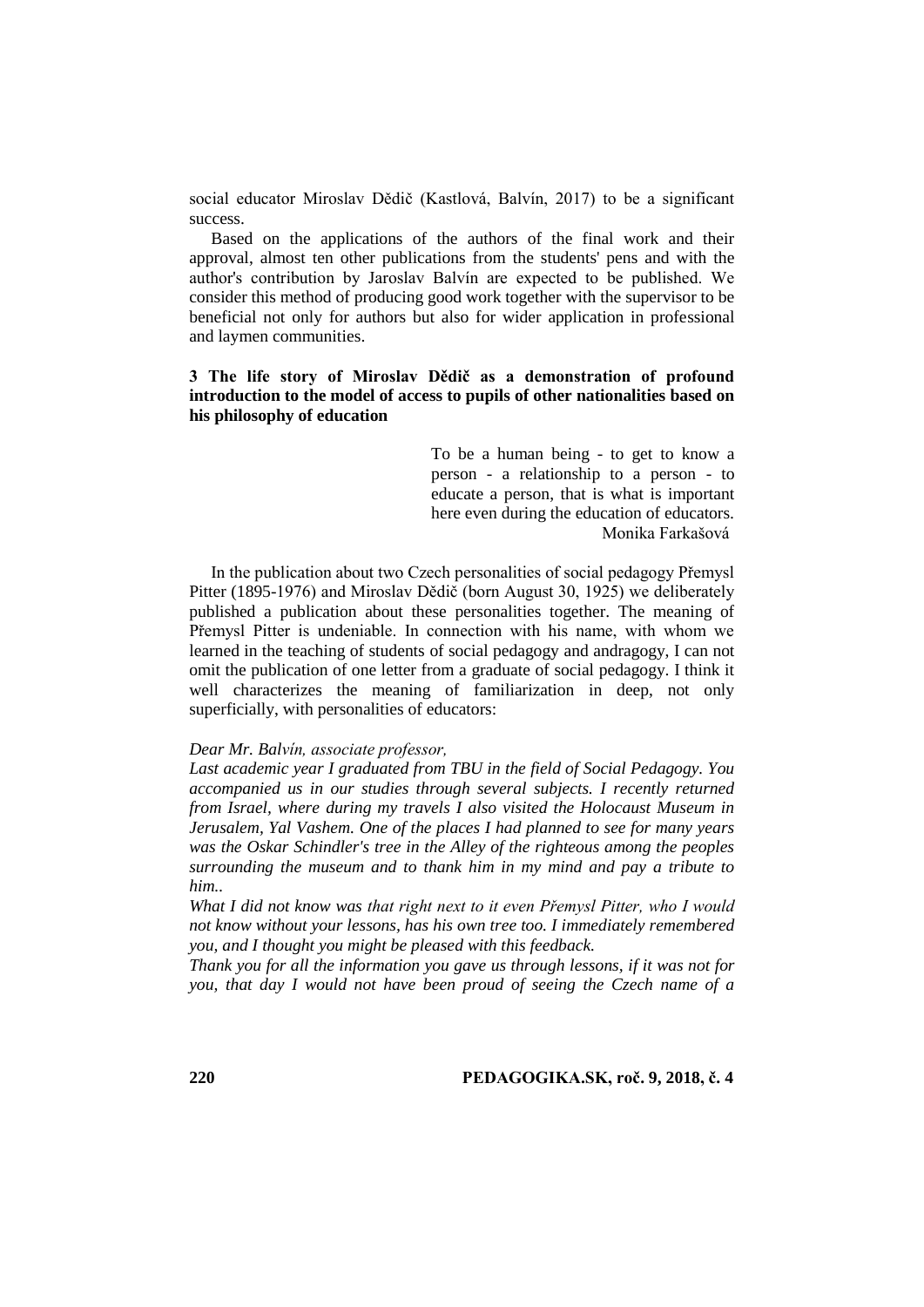social educator Miroslav Dědič (Kastlová, Balvín, 2017) to be a significant success.

Based on the applications of the authors of the final work and their approval, almost ten other publications from the students' pens and with the author's contribution by Jaroslav Balvín are expected to be published. We consider this method of producing good work together with the supervisor to be beneficial not only for authors but also for wider application in professional and laymen communities.

### 3 The life story of Miroslav Dědič as a demonstration of profound introduction to the model of access to pupils of other nationalities based on his philosophy of education

> To be a human being - to get to know a person - a relationship to a person - to educate a person, that is what is important here even during the education of educators.
> Monika Farkašová

In the publication about two Czech personalities of social pedagogy Přemysl Pitter (1895-1976) and Miroslav Dědič (born August 30, 1925) we deliberately published a publication about these personalities together. The meaning of Přemysl Pitter is undeniable. In connection with his name, with whom we learned in the teaching of students of social pedagogy and andragogy, I can not omit the publication of one letter from a graduate of social pedagogy. I think it well characterizes the meaning of familiarization in deep, not only superficially, with personalities of educators:

*Dear Mr. Balvín, associate professor,*
*Last academic year I graduated from TBU in the field of Social Pedagogy. You accompanied us in our studies through several subjects. I recently returned from Israel, where during my travels I also visited the Holocaust Museum in Jerusalem, Yal Vashem. One of the places I had planned to see for many years was the Oskar Schindler's tree in the Alley of the righteous among the peoples surrounding the museum and to thank him in my mind and pay a tribute to him..*
*What I did not know was that right next to it even Přemysl Pitter, who I would not know without your lessons, has his own tree too. I immediately remembered you, and I thought you might be pleased with this feedback.*
*Thank you for all the information you gave us through lessons, if it was not for you, that day I would not have been proud of seeing the Czech name of a*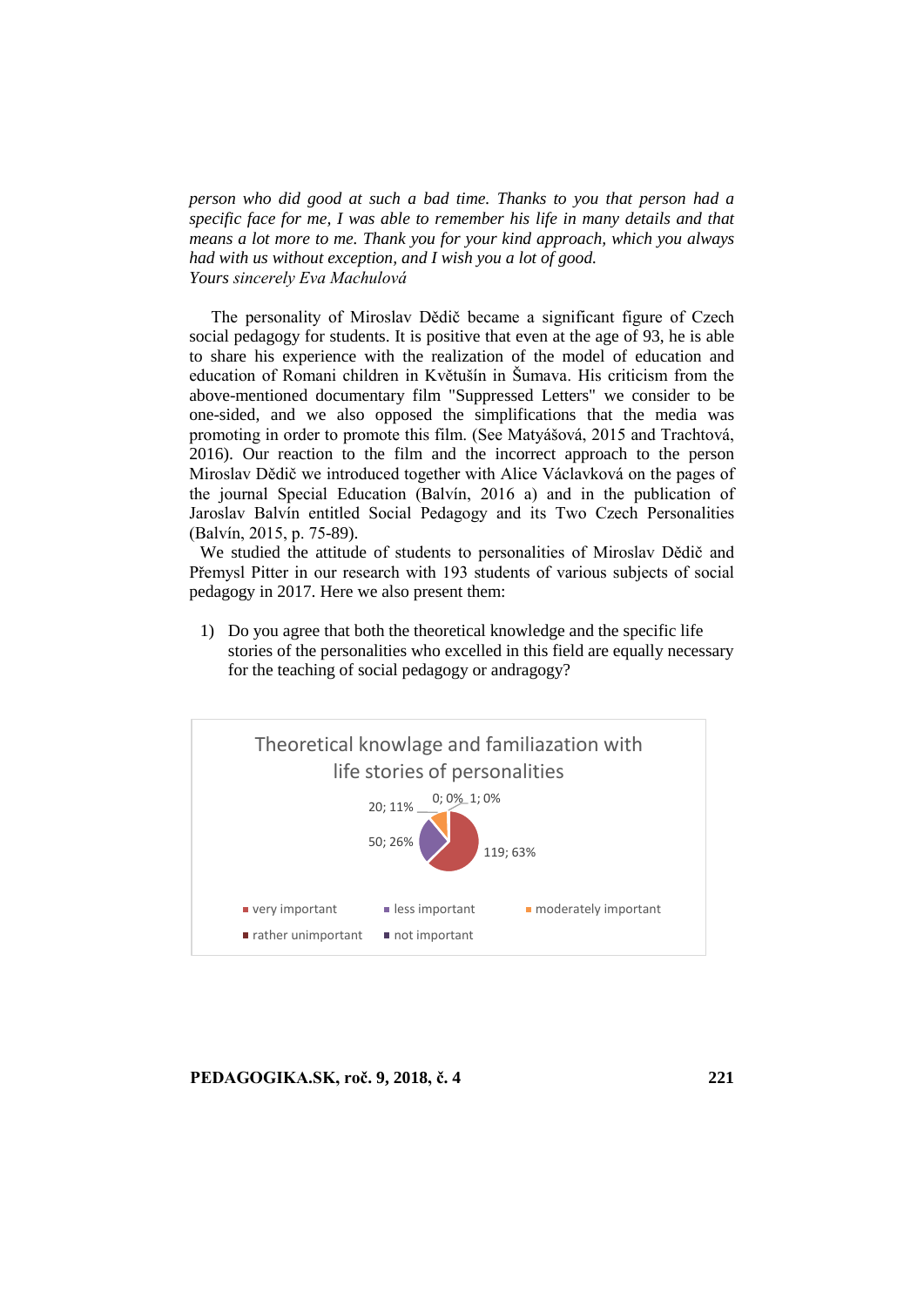*person who did good at such a bad time. Thanks to you that person had a specific face for me, I was able to remember his life in many details and that means a lot more to me. Thank you for your kind approach, which you always had with us without exception, and I wish you a lot of good.*
*Yours sincerely Eva Machulová*

The personality of Miroslav Dědič became a significant figure of Czech social pedagogy for students. It is positive that even at the age of 93, he is able to share his experience with the realization of the model of education and education of Romani children in Květušín in Šumava. His criticism from the above-mentioned documentary film "Suppressed Letters" we consider to be one-sided, and we also opposed the simplifications that the media was promoting in order to promote this film. (See Matyášová, 2015 and Trachtová, 2016). Our reaction to the film and the incorrect approach to the person Miroslav Dědič we introduced together with Alice Václavková on the pages of the journal Special Education (Balvín, 2016 a) and in the publication of Jaroslav Balvín entitled Social Pedagogy and its Two Czech Personalities (Balvín, 2015, p. 75-89).

We studied the attitude of students to personalities of Miroslav Dědič and Přemysl Pitter in our research with 193 students of various subjects of social pedagogy in 2017. Here we also present them:

1) Do you agree that both the theoretical knowledge and the specific life stories of the personalities who excelled in this field are equally necessary for the teaching of social pedagogy or andragogy?

Theoretical knowlage and familiazation with life stories of personalities

| Category | Count | Percentage |
| --- | --- | --- |
| very important | 119 | 63% |
| less important | 50 | 26% |
| moderately important | 20 | 11% |
| rather unimportant | 0 | 0% |
| not important | 1 | 0% |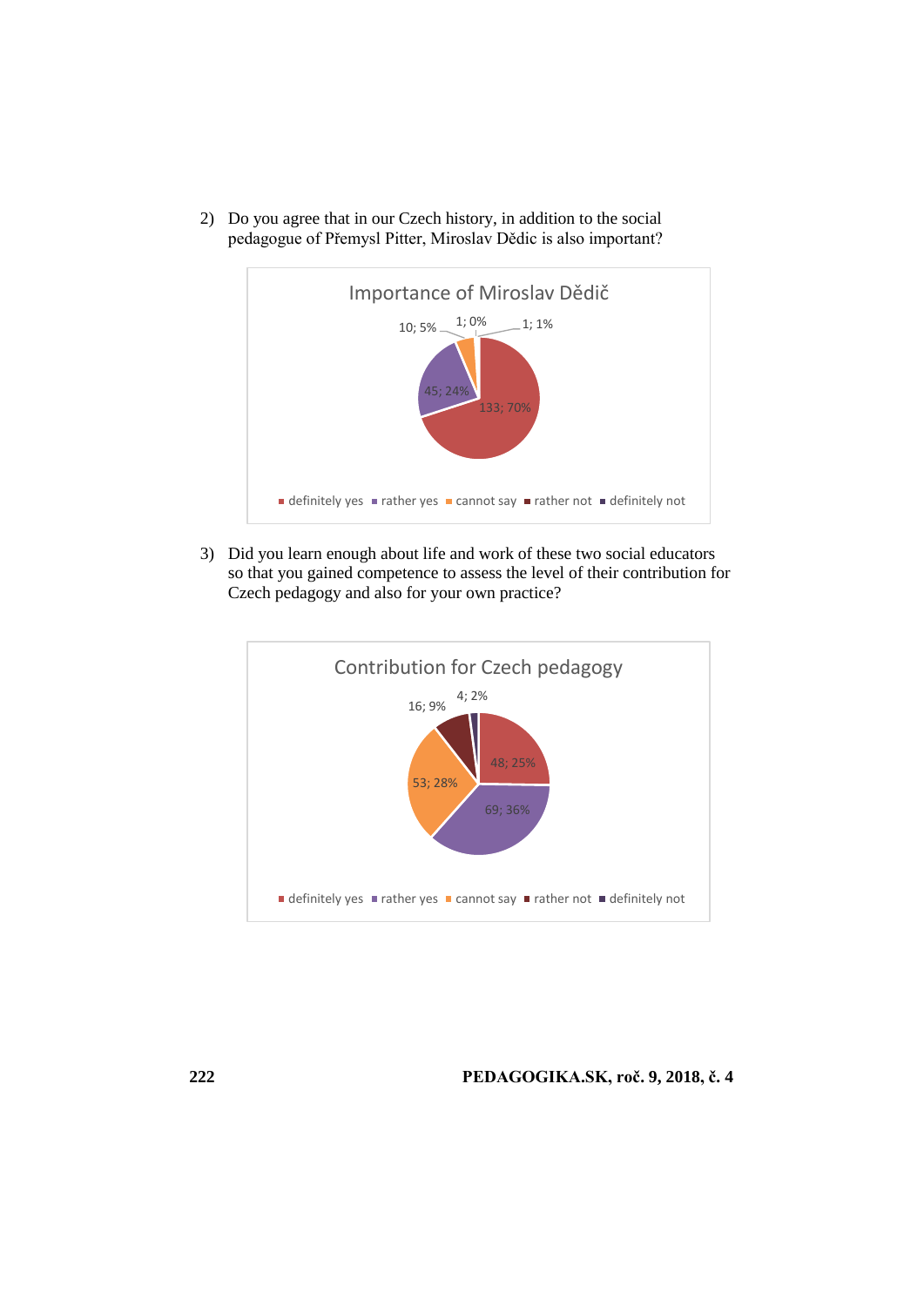2) Do you agree that in our Czech history, in addition to the social pedagogue of Přemysl Pitter, Miroslav Dědic is also important?

Importance of Miroslav Dědič

10; 5%
1; 0%
1; 1%
45; 24%
133; 70%

definitely yes, rather yes, cannot say, rather not, definitely not

3) Did you learn enough about life and work of these two social educators so that you gained competence to assess the level of their contribution for Czech pedagogy and also for your own practice?

Contribution for Czech pedagogy

16; 9%
4; 2%
48; 25%
53; 28%
69; 36%

definitely yes, rather yes, cannot say, rather not, definitely not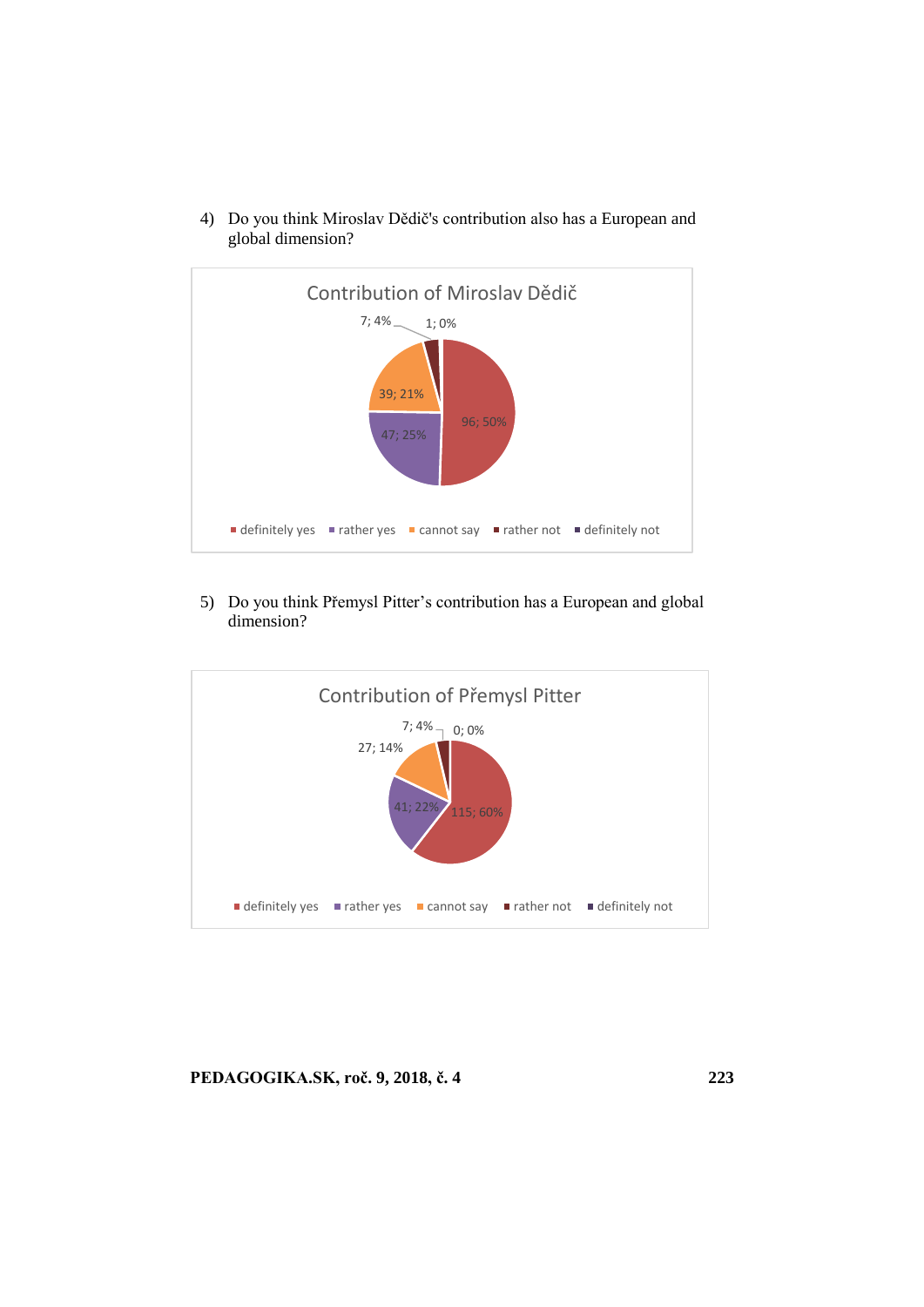4) Do you think Miroslav Dědič's contribution also has a European and global dimension?

**Contribution of Miroslav Dědič**

| Answer | Count | Percentage |
|---|---|---|
| definitely yes | 96 | 50% |
| rather yes | 47 | 25% |
| cannot say | 39 | 21% |
| rather not | 7 | 4% |
| definitely not | 1 | 0% |

5) Do you think Přemysl Pitter's contribution has a European and global dimension?

**Contribution of Přemysl Pitter**

| Answer | Count | Percentage |
|---|---|---|
| definitely yes | 115 | 60% |
| rather yes | 41 | 22% |
| cannot say | 27 | 14% |
| rather not | 7 | 4% |
| definitely not | 0 | 0% |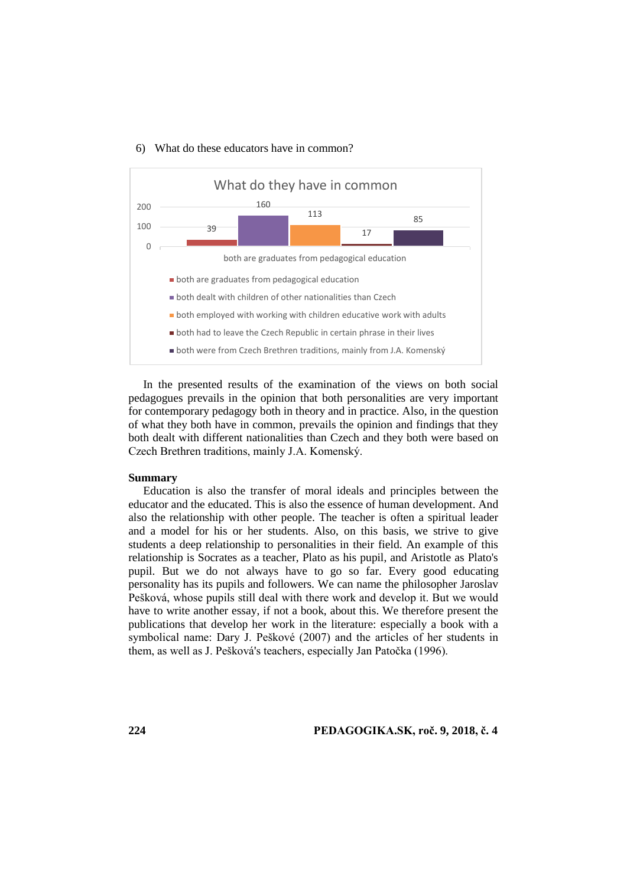6) What do these educators have in common?

What do they have in common

| Category | Value |
|---|---|
| both are graduates from pedagogical education | 39 |
| both dealt with children of other nationalities than Czech | 160 |
| both employed with working with children educative work with adults | 113 |
| both had to leave the Czech Republic in certain phrase in their lives | 17 |
| both were from Czech Brethren traditions, mainly from J.A. Komenský | 85 |

In the presented results of the examination of the views on both social pedagogues prevails in the opinion that both personalities are very important for contemporary pedagogy both in theory and in practice. Also, in the question of what they both have in common, prevails the opinion and findings that they both dealt with different nationalities than Czech and they both were based on Czech Brethren traditions, mainly J.A. Komenský.

**Summary**

Education is also the transfer of moral ideals and principles between the educator and the educated. This is also the essence of human development. And also the relationship with other people. The teacher is often a spiritual leader and a model for his or her students. Also, on this basis, we strive to give students a deep relationship to personalities in their field. An example of this relationship is Socrates as a teacher, Plato as his pupil, and Aristotle as Plato's pupil. But we do not always have to go so far. Every good educating personality has its pupils and followers. We can name the philosopher Jaroslav Pešková, whose pupils still deal with there work and develop it. But we would have to write another essay, if not a book, about this. We therefore present the publications that develop her work in the literature: especially a book with a symbolical name: Dary J. Peškové (2007) and the articles of her students in them, as well as J. Pešková's teachers, especially Jan Patočka (1996).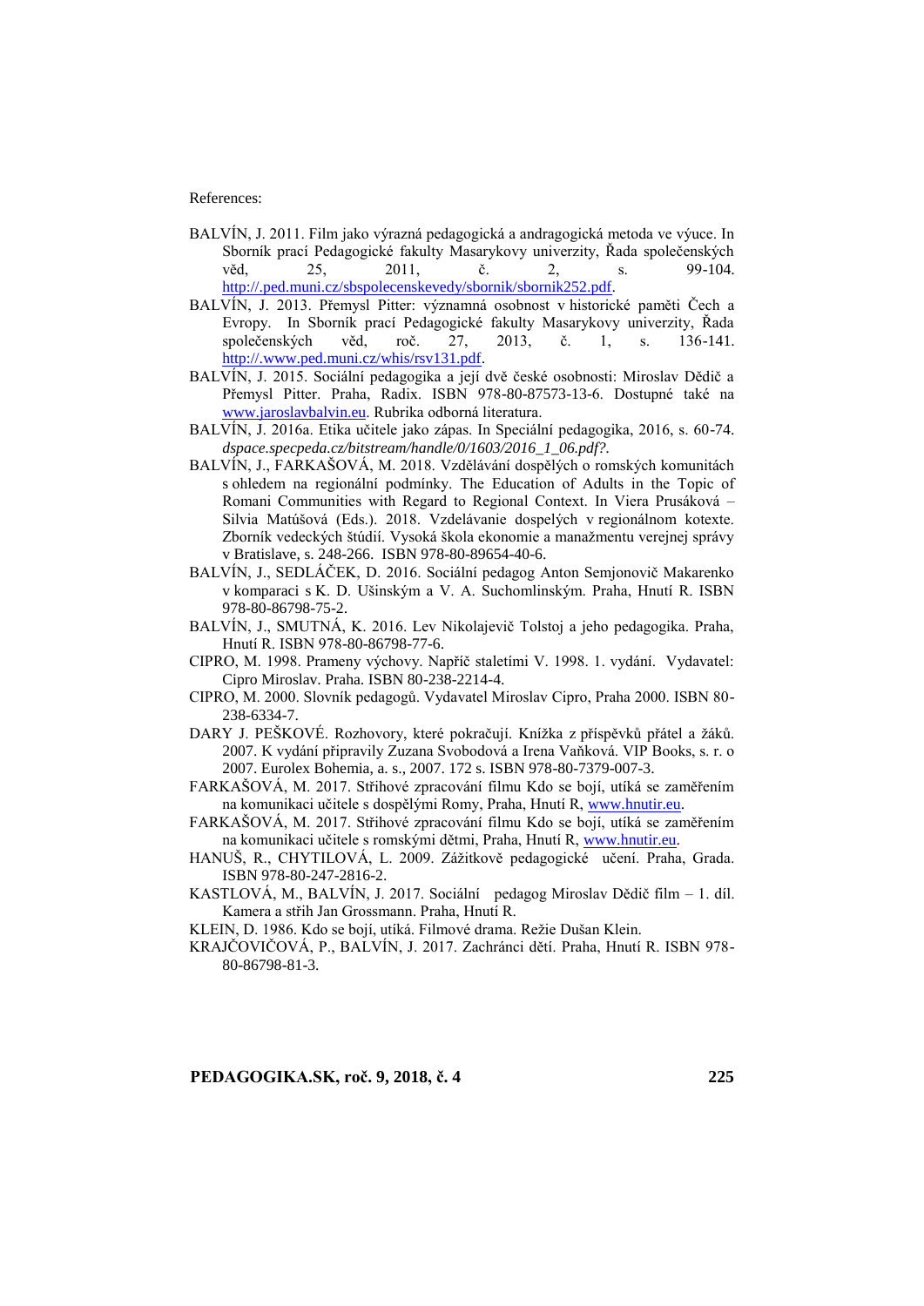References:

- BALVÍN, J. 2011. Film jako výrazná pedagogická a andragogická metoda ve výuce. In Sborník prací Pedagogické fakulty Masarykovy univerzity, Řada společenských věd, 25, 2011, č. 2, s. 99-104. http://.ped.muni.cz/sbspolecenskevedy/sbornik/sbornik252.pdf.
- BALVÍN, J. 2013. Přemysl Pitter: významná osobnost v historické paměti Čech a Evropy. In Sborník prací Pedagogické fakulty Masarykovy univerzity, Řada společenských věd, roč. 27, 2013, č. 1, s. 136-141. http://.www.ped.muni.cz/whis/rsv131.pdf.
- BALVÍN, J. 2015. Sociální pedagogika a její dvě české osobnosti: Miroslav Dědič a Přemysl Pitter. Praha, Radix. ISBN 978-80-87573-13-6. Dostupné také na www.jaroslavbalvin.eu. Rubrika odborná literatura.
- BALVÍN, J. 2016a. Etika učitele jako zápas. In Speciální pedagogika, 2016, s. 60-74. *dspace.specpeda.cz/bitstream/handle/0/1603/2016_1_06.pdf?.*
- BALVÍN, J., FARKAŠOVÁ, M. 2018. Vzdělávání dospělých o romských komunitách s ohledem na regionální podmínky. The Education of Adults in the Topic of Romani Communities with Regard to Regional Context. In Viera Prusáková – Silvia Matúšová (Eds.). 2018. Vzdelávanie dospelých v regionálnom kotexte. Zborník vedeckých štúdií. Vysoká škola ekonomie a manažmentu verejnej správy v Bratislave, s. 248-266. ISBN 978-80-89654-40-6.
- BALVÍN, J., SEDLÁČEK, D. 2016. Sociální pedagog Anton Semjonovič Makarenko v komparaci s K. D. Ušinským a V. A. Suchomlinským. Praha, Hnutí R. ISBN 978-80-86798-75-2.
- BALVÍN, J., SMUTNÁ, K. 2016. Lev Nikolajevič Tolstoj a jeho pedagogika. Praha, Hnutí R. ISBN 978-80-86798-77-6.
- CIPRO, M. 1998. Prameny výchovy. Napříč staletími V. 1998. 1. vydání. Vydavatel: Cipro Miroslav. Praha. ISBN 80-238-2214-4.
- CIPRO, M. 2000. Slovník pedagogů. Vydavatel Miroslav Cipro, Praha 2000. ISBN 80-238-6334-7.
- DARY J. PEŠKOVÉ. Rozhovory, které pokračují. Knížka z příspěvků přátel a žáků. 2007. K vydání připravily Zuzana Svobodová a Irena Vaňková. VIP Books, s. r. o 2007. Eurolex Bohemia, a. s., 2007. 172 s. ISBN 978-80-7379-007-3.
- FARKAŠOVÁ, M. 2017. Střihové zpracování filmu Kdo se bojí, utíká se zaměřením na komunikaci učitele s dospělými Romy, Praha, Hnutí R, www.hnutir.eu.
- FARKAŠOVÁ, M. 2017. Střihové zpracování filmu Kdo se bojí, utíká se zaměřením na komunikaci učitele s romskými dětmi, Praha, Hnutí R, www.hnutir.eu.
- HANUŠ, R., CHYTILOVÁ, L. 2009. Zážitkově pedagogické učení. Praha, Grada. ISBN 978-80-247-2816-2.
- KASTLOVÁ, M., BALVÍN, J. 2017. Sociální pedagog Miroslav Dědič film – 1. díl. Kamera a střih Jan Grossmann. Praha, Hnutí R.
- KLEIN, D. 1986. Kdo se bojí, utíká. Filmové drama. Režie Dušan Klein.
- KRAJČOVIČOVÁ, P., BALVÍN, J. 2017. Zachránci dětí. Praha, Hnutí R. ISBN 978-80-86798-81-3.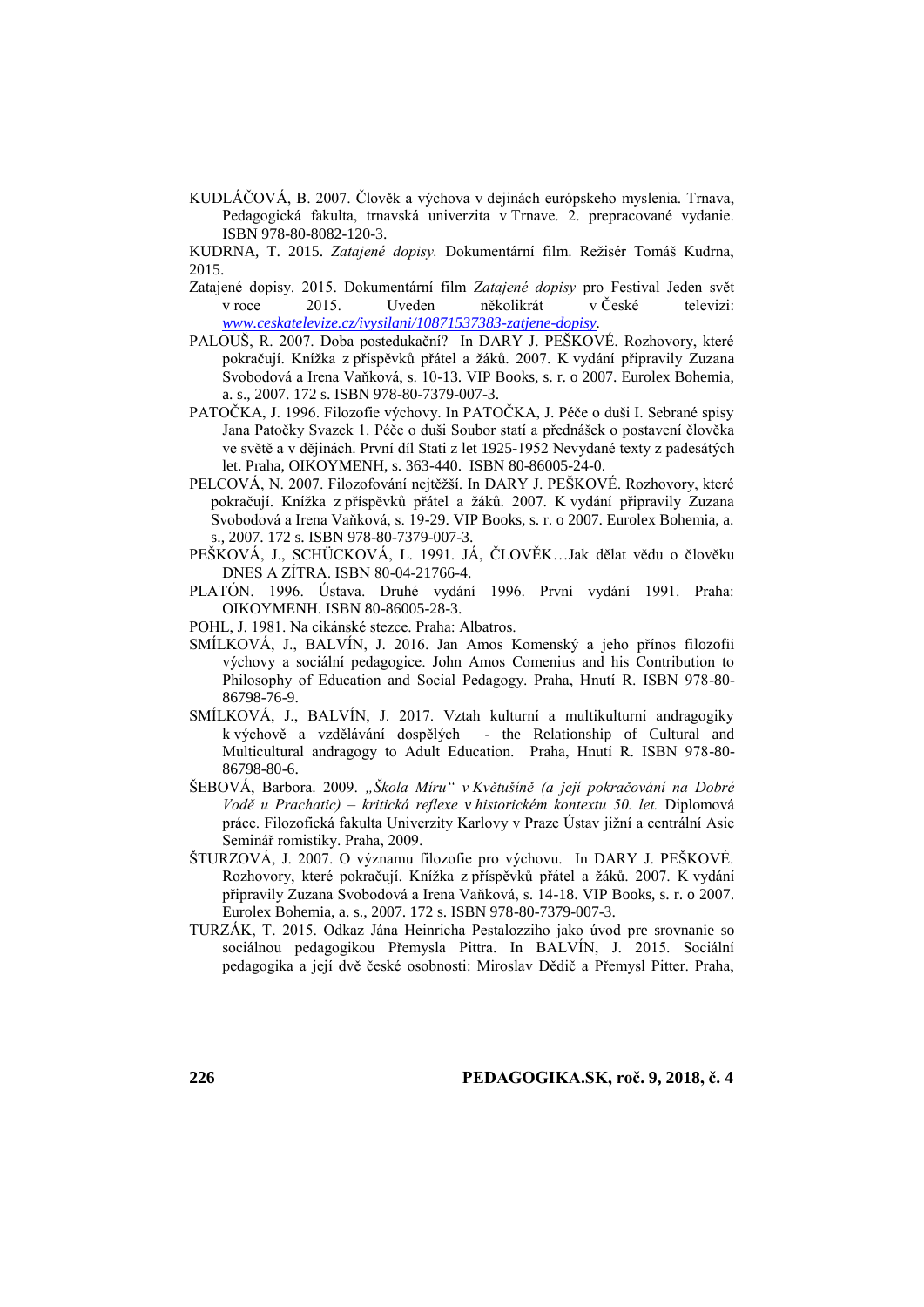KUDLÁČOVÁ, B. 2007. Človek a výchova v dejinách európskeho myslenia. Trnava, Pedagogická fakulta, trnavská univerzita v Trnave. 2. prepracované vydanie. ISBN 978-80-8082-120-3.

KUDRNA, T. 2015. *Zatajené dopisy.* Dokumentární film. Režisér Tomáš Kudrna, 2015.

Zatajené dopisy. 2015. Dokumentární film *Zatajené dopisy* pro Festival Jeden svět v roce 2015. Uveden několikrát v České televizi: *www.ceskatelevize.cz/ivysilani/10871537383-zatjene-dopisy*.

PALOUŠ, R. 2007. Doba postedukační? In DARY J. PEŠKOVÉ. Rozhovory, které pokračují. Knížka z příspěvků přátel a žáků. 2007. K vydání připravily Zuzana Svobodová a Irena Vaňková, s. 10-13. VIP Books, s. r. o 2007. Eurolex Bohemia, a. s., 2007. 172 s. ISBN 978-80-7379-007-3.

PATOČKA, J. 1996. Filozofie výchovy. In PATOČKA, J. Péče o duši I. Sebrané spisy Jana Patočky Svazek 1. Péče o duši Soubor statí a přednášek o postavení člověka ve světě a v dějinách. První díl Stati z let 1925-1952 Nevydané texty z padesátých let. Praha, OIKOYMENH, s. 363-440. ISBN 80-86005-24-0.

PELCOVÁ, N. 2007. Filozofování nejtěžší. In DARY J. PEŠKOVÉ. Rozhovory, které pokračují. Knížka z příspěvků přátel a žáků. 2007. K vydání připravily Zuzana Svobodová a Irena Vaňková, s. 19-29. VIP Books, s. r. o 2007. Eurolex Bohemia, a. s., 2007. 172 s. ISBN 978-80-7379-007-3.

PEŠKOVÁ, J., SCHÜCKOVÁ, L. 1991. JÁ, ČLOVĚK…Jak dělat vědu o člověku DNES A ZÍTRA. ISBN 80-04-21766-4.

PLATÓN. 1996. Ústava. Druhé vydání 1996. První vydání 1991. Praha: OIKOYMENH. ISBN 80-86005-28-3.

POHL, J. 1981. Na cikánské stezce. Praha: Albatros.

SMÍLKOVÁ, J., BALVÍN, J. 2016. Jan Amos Komenský a jeho přínos filozofii výchovy a sociální pedagogice. John Amos Comenius and his Contribution to Philosophy of Education and Social Pedagogy. Praha, Hnutí R. ISBN 978-80-86798-76-9.

SMÍLKOVÁ, J., BALVÍN, J. 2017. Vztah kulturní a multikulturní andragogiky k výchově a vzdělávání dospělých - the Relationship of Cultural and Multicultural andragogy to Adult Education. Praha, Hnutí R. ISBN 978-80-86798-80-6.

ŠEBOVÁ, Barbora. 2009. *„Škola Míru" v Květušíně (a její pokračování na Dobré Vodě u Prachatic) – kritická reflexe v historickém kontextu 50. let.* Diplomová práce. Filozofická fakulta Univerzity Karlovy v Praze Ústav jižní a centrální Asie Seminář romistiky. Praha, 2009.

ŠTURZOVÁ, J. 2007. O významu filozofie pro výchovu. In DARY J. PEŠKOVÉ. Rozhovory, které pokračují. Knížka z příspěvků přátel a žáků. 2007. K vydání připravily Zuzana Svobodová a Irena Vaňková, s. 14-18. VIP Books, s. r. o 2007. Eurolex Bohemia, a. s., 2007. 172 s. ISBN 978-80-7379-007-3.

TURZÁK, T. 2015. Odkaz Jána Heinricha Pestalozziho jako úvod pre srovnanie so sociálnou pedagogikou Přemysla Pittra. In BALVÍN, J. 2015. Sociální pedagogika a její dvě české osobnosti: Miroslav Dědič a Přemysl Pitter. Praha,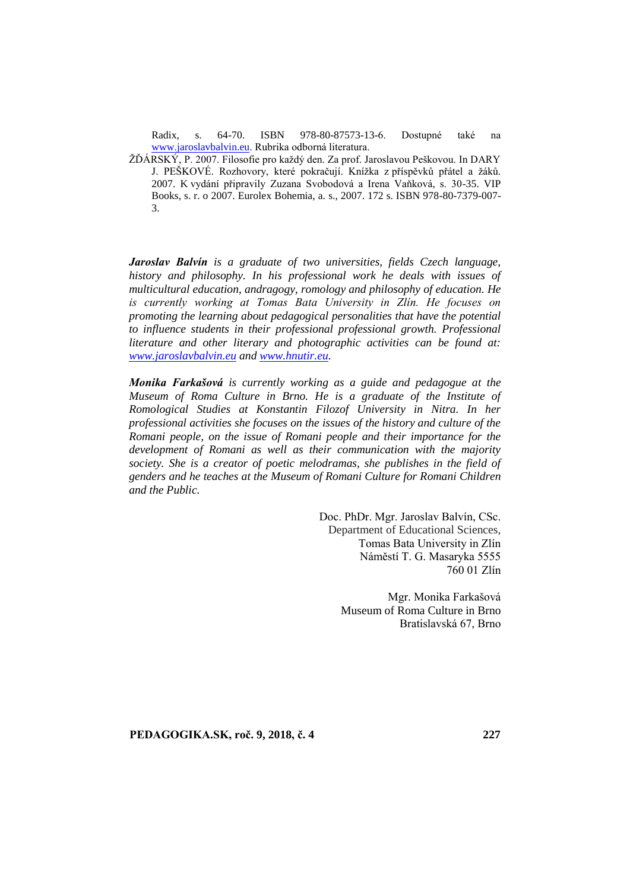Radix, s. 64-70. ISBN 978-80-87573-13-6. Dostupné také na www.jaroslavbalvin.eu. Rubrika odborná literatura.

ŽĎÁRSKÝ, P. 2007. Filosofie pro každý den. Za prof. Jaroslavou Peškovou. In DARY J. PEŠKOVÉ. Rozhovory, které pokračují. Knížka z příspěvků přátel a žáků. 2007. K vydání připravily Zuzana Svobodová a Irena Vaňková, s. 30-35. VIP Books, s. r. o 2007. Eurolex Bohemia, a. s., 2007. 172 s. ISBN 978-80-7379-007-3.

***Jaroslav Balvín*** *is a graduate of two universities, fields Czech language, history and philosophy. In his professional work he deals with issues of multicultural education, andragogy, romology and philosophy of education. He is currently working at Tomas Bata University in Zlín. He focuses on promoting the learning about pedagogical personalities that have the potential to influence students in their professional professional growth. Professional literature and other literary and photographic activities can be found at: www.jaroslavbalvin.eu and www.hnutir.eu.*

***Monika Farkašová*** *is currently working as a guide and pedagogue at the Museum of Roma Culture in Brno. He is a graduate of the Institute of Romological Studies at Konstantin Filozof University in Nitra. In her professional activities she focuses on the issues of the history and culture of the Romani people, on the issue of Romani people and their importance for the development of Romani as well as their communication with the majority society. She is a creator of poetic melodramas, she publishes in the field of genders and he teaches at the Museum of Romani Culture for Romani Children and the Public.*

Doc. PhDr. Mgr. Jaroslav Balvín, CSc.
Department of Educational Sciences,
Tomas Bata University in Zlín
Náměstí T. G. Masaryka 5555
760 01 Zlín

Mgr. Monika Farkašová
Museum of Roma Culture in Brno
Bratislavská 67, Brno